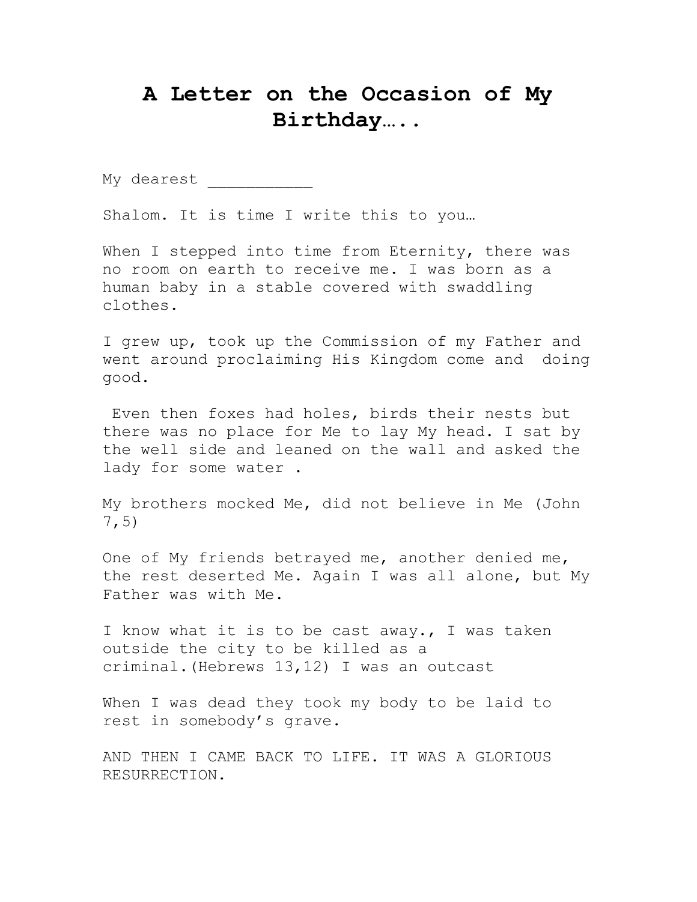# A Letter on the Occasion of My Birthday…..

My dearest ___________

Shalom. It is time I write this to you…

When I stepped into time from Eternity, there was no room on earth to receive me. I was born as a human baby in a stable covered with swaddling clothes.

I grew up, took up the Commission of my Father and went around proclaiming His Kingdom come and  doing good.

 Even then foxes had holes, birds their nests but there was no place for Me to lay My head. I sat by the well side and leaned on the wall and asked the lady for some water .

My brothers mocked Me, did not believe in Me (John 7,5)

One of My friends betrayed me, another denied me, the rest deserted Me. Again I was all alone, but My Father was with Me.

I know what it is to be cast away., I was taken outside the city to be killed as a criminal.(Hebrews 13,12) I was an outcast

When I was dead they took my body to be laid to rest in somebody's grave.

AND THEN I CAME BACK TO LIFE. IT WAS A GLORIOUS RESURRECTION.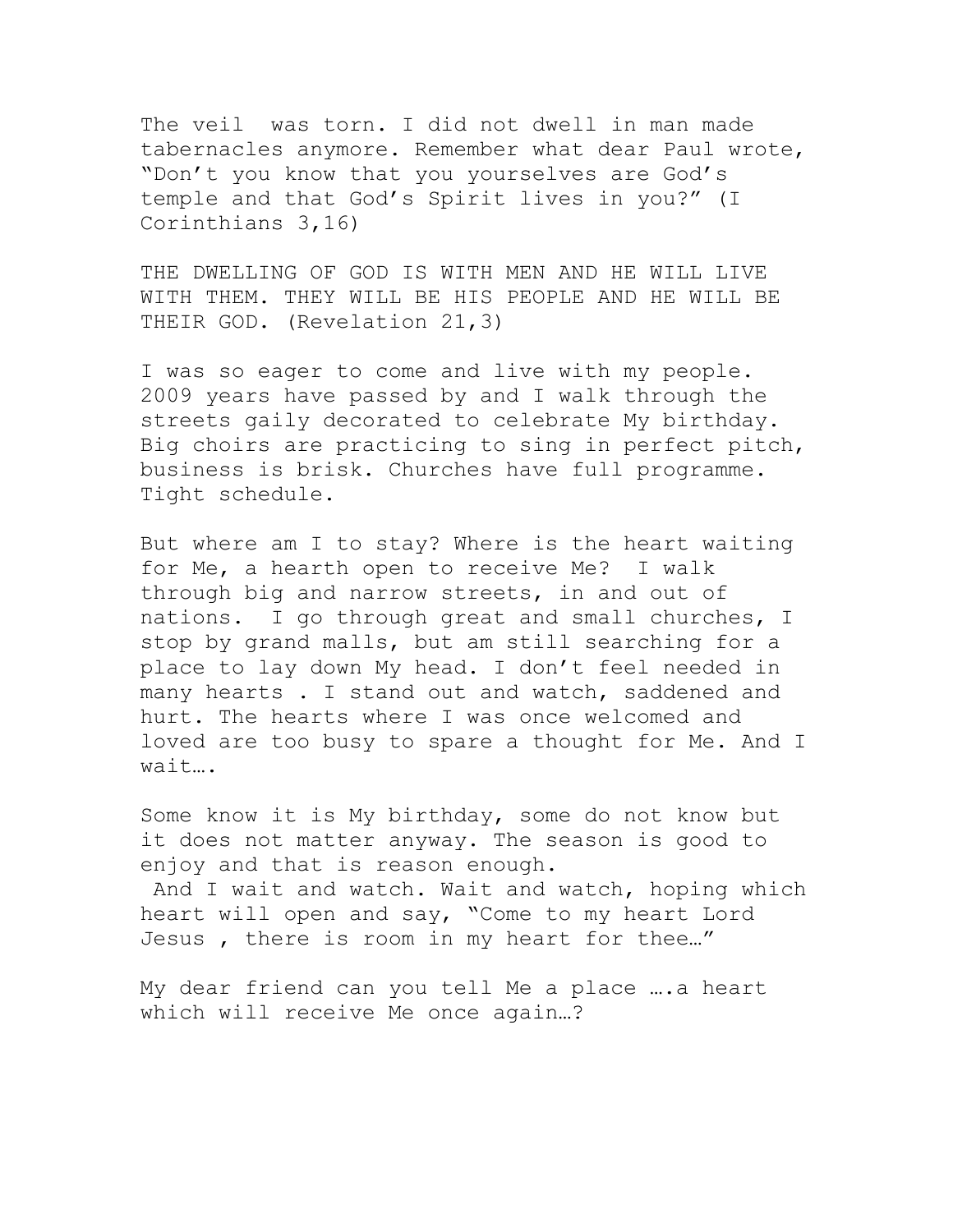The veil  was torn. I did not dwell in man made tabernacles anymore. Remember what dear Paul wrote, "Don't you know that you yourselves are God's temple and that God's Spirit lives in you?" (I Corinthians 3,16)

THE DWELLING OF GOD IS WITH MEN AND HE WILL LIVE WITH THEM. THEY WILL BE HIS PEOPLE AND HE WILL BE THEIR GOD. (Revelation 21,3)

I was so eager to come and live with my people. 2009 years have passed by and I walk through the streets gaily decorated to celebrate My birthday. Big choirs are practicing to sing in perfect pitch, business is brisk. Churches have full programme. Tight schedule.

But where am I to stay? Where is the heart waiting for Me, a hearth open to receive Me?  I walk through big and narrow streets, in and out of nations.  I go through great and small churches, I stop by grand malls, but am still searching for a place to lay down My head. I don't feel needed in many hearts . I stand out and watch, saddened and hurt. The hearts where I was once welcomed and loved are too busy to spare a thought for Me. And I wait….

Some know it is My birthday, some do not know but it does not matter anyway. The season is good to enjoy and that is reason enough.
 And I wait and watch. Wait and watch, hoping which heart will open and say, "Come to my heart Lord Jesus , there is room in my heart for thee…"

My dear friend can you tell Me a place ….a heart which will receive Me once again…?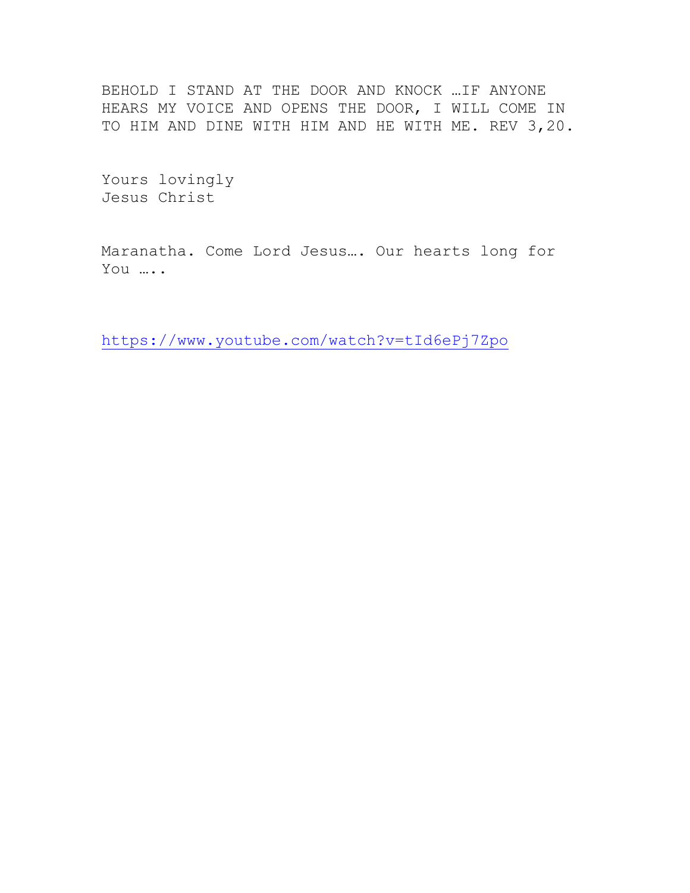BEHOLD I STAND AT THE DOOR AND KNOCK …IF ANYONE HEARS MY VOICE AND OPENS THE DOOR, I WILL COME IN TO HIM AND DINE WITH HIM AND HE WITH ME. REV 3,20.

Yours lovingly
Jesus Christ

Maranatha. Come Lord Jesus…. Our hearts long for You …..

https://www.youtube.com/watch?v=tId6ePj7Zpo